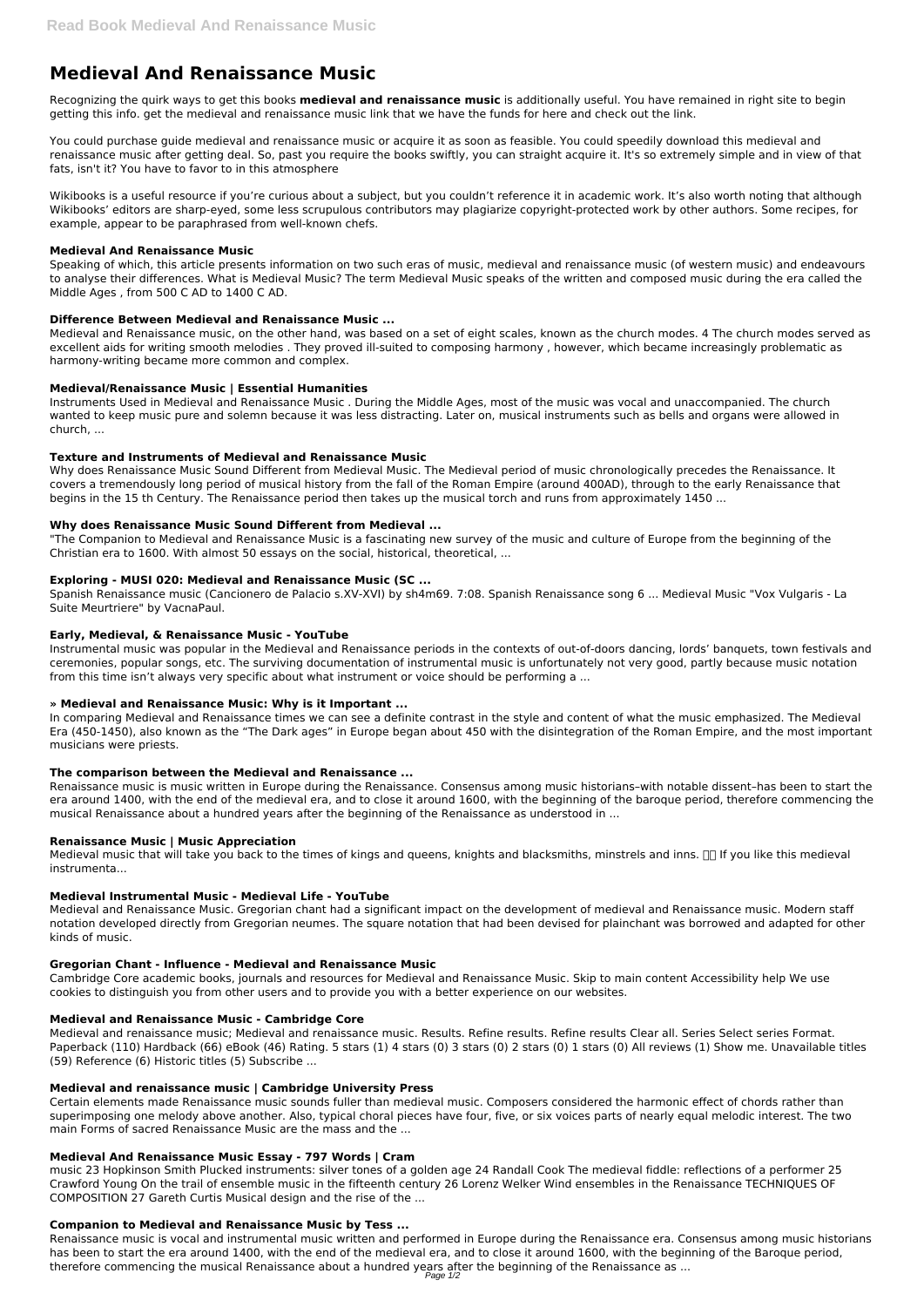# Medieval And Renaissance Music

Recognizing the quirk ways to get this books **medieval and renaissance music** is additionally useful. You have remained in right site to begin getting this info. get the medieval and renaissance music link that we have the funds for here and check out the link.

You could purchase guide medieval and renaissance music or acquire it as soon as feasible. You could speedily download this medieval and renaissance music after getting deal. So, past you require the books swiftly, you can straight acquire it. It's so extremely simple and in view of that fats, isn't it? You have to favor to in this atmosphere

Wikibooks is a useful resource if you're curious about a subject, but you couldn't reference it in academic work. It's also worth noting that although Wikibooks' editors are sharp-eyed, some less scrupulous contributors may plagiarize copyright-protected work by other authors. Some recipes, for example, appear to be paraphrased from well-known chefs.

### Medieval And Renaissance Music

Speaking of which, this article presents information on two such eras of music, medieval and renaissance music (of western music) and endeavours to analyse their differences. What is Medieval Music? The term Medieval Music speaks of the written and composed music during the era called the Middle Ages , from 500 C AD to 1400 C AD.

### Difference Between Medieval and Renaissance Music ...

Medieval and Renaissance music, on the other hand, was based on a set of eight scales, known as the church modes. 4 The church modes served as excellent aids for writing smooth melodies . They proved ill-suited to composing harmony , however, which became increasingly problematic as harmony-writing became more common and complex.

### Medieval/Renaissance Music | Essential Humanities

Instruments Used in Medieval and Renaissance Music . During the Middle Ages, most of the music was vocal and unaccompanied. The church wanted to keep music pure and solemn because it was less distracting. Later on, musical instruments such as bells and organs were allowed in church, ...

### Texture and Instruments of Medieval and Renaissance Music

Why does Renaissance Music Sound Different from Medieval Music. The Medieval period of music chronologically precedes the Renaissance. It covers a tremendously long period of musical history from the fall of the Roman Empire (around 400AD), through to the early Renaissance that begins in the 15 th Century. The Renaissance period then takes up the musical torch and runs from approximately 1450 ...

### Why does Renaissance Music Sound Different from Medieval ...

"The Companion to Medieval and Renaissance Music is a fascinating new survey of the music and culture of Europe from the beginning of the Christian era to 1600. With almost 50 essays on the social, historical, theoretical, ...

### Exploring - MUSI 020: Medieval and Renaissance Music (SC ...

Spanish Renaissance music (Cancionero de Palacio s.XV-XVI) by sh4m69. 7:08. Spanish Renaissance song 6 ... Medieval Music "Vox Vulgaris - La Suite Meurtriere" by VacnaPaul.

### Early, Medieval, & Renaissance Music - YouTube

Instrumental music was popular in the Medieval and Renaissance periods in the contexts of out-of-doors dancing, lords' banquets, town festivals and ceremonies, popular songs, etc. The surviving documentation of instrumental music is unfortunately not very good, partly because music notation from this time isn't always very specific about what instrument or voice should be performing a ...

### » Medieval and Renaissance Music: Why is it Important ...

In comparing Medieval and Renaissance times we can see a definite contrast in the style and content of what the music emphasized. The Medieval Era (450-1450), also known as the "The Dark ages" in Europe began about 450 with the disintegration of the Roman Empire, and the most important musicians were priests.

### The comparison between the Medieval and Renaissance ...

Renaissance music is music written in Europe during the Renaissance. Consensus among music historians–with notable dissent–has been to start the era around 1400, with the end of the medieval era, and to close it around 1600, with the beginning of the baroque period, therefore commencing the musical Renaissance about a hundred years after the beginning of the Renaissance as understood in ...

### Renaissance Music | Music Appreciation

Medieval music that will take you back to the times of kings and queens, knights and blacksmiths, minstrels and inns. 🎵🎵 If you like this medieval instrumenta...

### Medieval Instrumental Music - Medieval Life - YouTube

Medieval and Renaissance Music. Gregorian chant had a significant impact on the development of medieval and Renaissance music. Modern staff notation developed directly from Gregorian neumes. The square notation that had been devised for plainchant was borrowed and adapted for other kinds of music.

### Gregorian Chant - Influence - Medieval and Renaissance Music

Cambridge Core academic books, journals and resources for Medieval and Renaissance Music. Skip to main content Accessibility help We use cookies to distinguish you from other users and to provide you with a better experience on our websites.

### Medieval and Renaissance Music - Cambridge Core

Medieval and renaissance music; Medieval and renaissance music. Results. Refine results. Refine results Clear all. Series Select series Format. Paperback (110) Hardback (66) eBook (46) Rating. 5 stars (1) 4 stars (0) 3 stars (0) 2 stars (0) 1 stars (0) All reviews (1) Show me. Unavailable titles (59) Reference (6) Historic titles (5) Subscribe ...

### Medieval and renaissance music | Cambridge University Press

Certain elements made Renaissance music sounds fuller than medieval music. Composers considered the harmonic effect of chords rather than superimposing one melody above another. Also, typical choral pieces have four, five, or six voices parts of nearly equal melodic interest. The two main Forms of sacred Renaissance Music are the mass and the ...

### Medieval And Renaissance Music Essay - 797 Words | Cram

music 23 Hopkinson Smith Plucked instruments: silver tones of a golden age 24 Randall Cook The medieval fiddle: reflections of a performer 25 Crawford Young On the trail of ensemble music in the fifteenth century 26 Lorenz Welker Wind ensembles in the Renaissance TECHNIQUES OF COMPOSITION 27 Gareth Curtis Musical design and the rise of the ...

### Companion to Medieval and Renaissance Music by Tess ...

Renaissance music is vocal and instrumental music written and performed in Europe during the Renaissance era. Consensus among music historians has been to start the era around 1400, with the end of the medieval era, and to close it around 1600, with the beginning of the Baroque period, therefore commencing the musical Renaissance about a hundred years after the beginning of the Renaissance as ...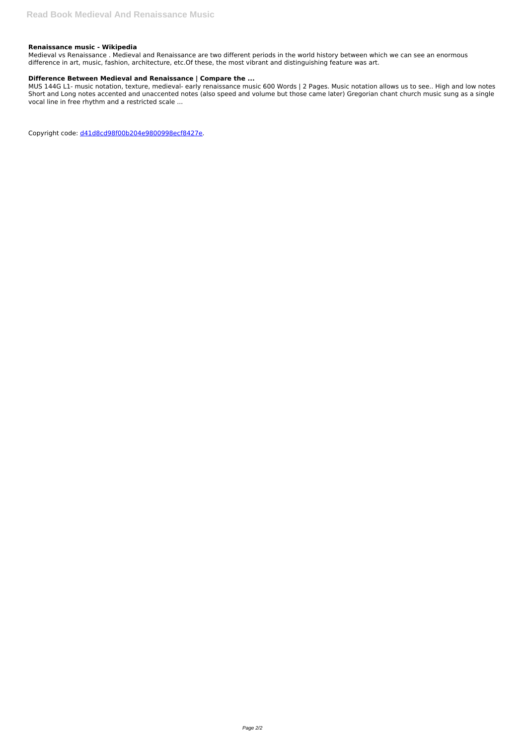**Renaissance music - Wikipedia**

Medieval vs Renaissance . Medieval and Renaissance are two different periods in the world history between which we can see an enormous difference in art, music, fashion, architecture, etc.Of these, the most vibrant and distinguishing feature was art.

**Difference Between Medieval and Renaissance | Compare the ...**

MUS 144G L1- music notation, texture, medieval- early renaissance music 600 Words | 2 Pages. Music notation allows us to see.. High and low notes Short and Long notes accented and unaccented notes (also speed and volume but those came later) Gregorian chant church music sung as a single vocal line in free rhythm and a restricted scale ...

Copyright code: d41d8cd98f00b204e9800998ecf8427e.